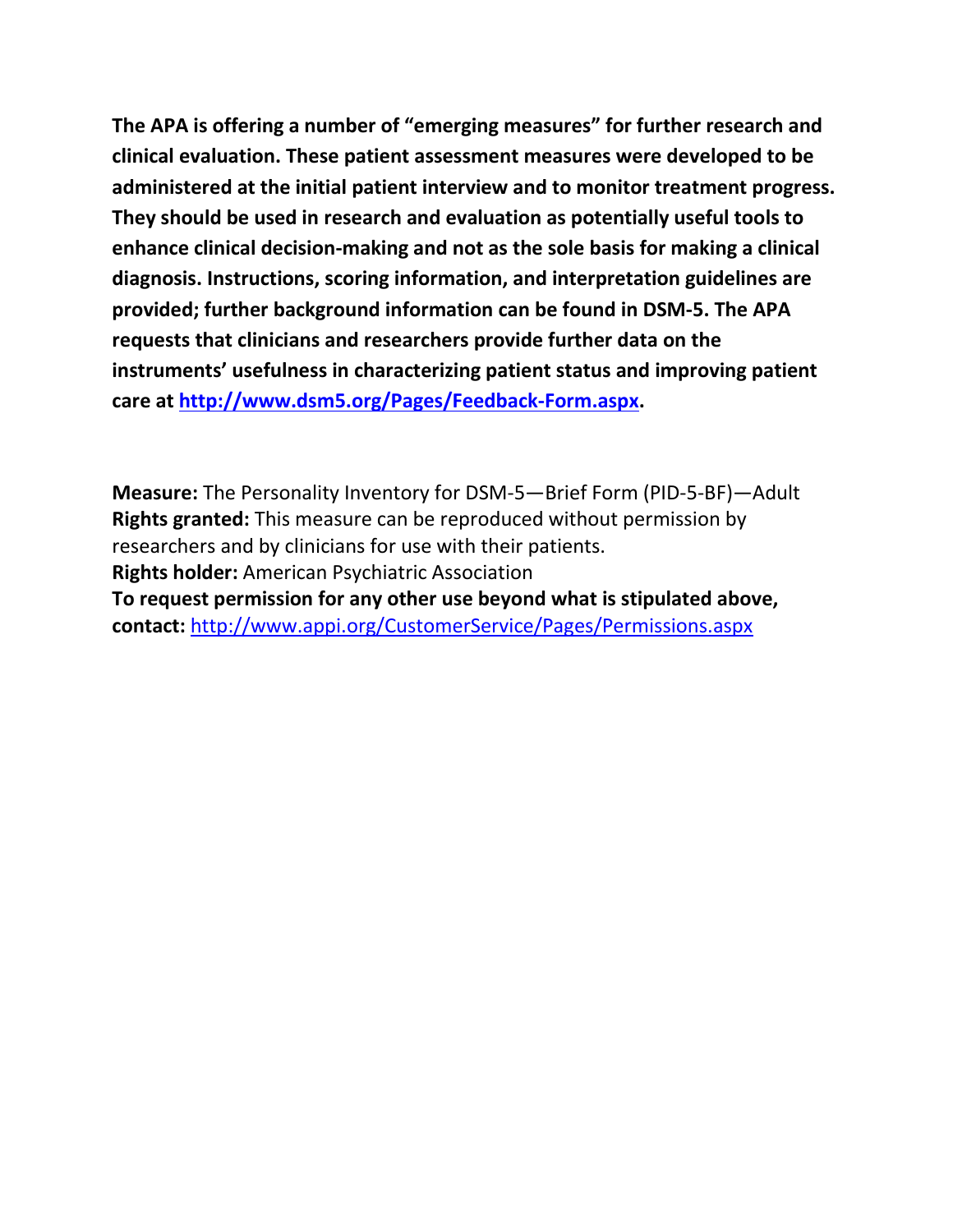**The APA is offering a number of "emerging measures" for further research and clinical evaluation. These patient assessment measures were developed to be administered at the initial patient interview and to monitor treatment progress. They should be used in research and evaluation as potentially useful tools to enhance clinical decision-making and not as the sole basis for making a clinical diagnosis. Instructions, scoring information, and interpretation guidelines are provided; further background information can be found in DSM-5. The APA requests that clinicians and researchers provide further data on the instruments' usefulness in characterizing patient status and improving patient care at [http://www.dsm5.org/Pages/Feedback-Form.aspx](http://www.dsm5.org/Pages/Feedback-Form.aspx).**

**Measure:** The Personality Inventory for DSM-5—Brief Form (PID-5-BF)—Adult
**Rights granted:** This measure can be reproduced without permission by researchers and by clinicians for use with their patients.
**Rights holder:** American Psychiatric Association
**To request permission for any other use beyond what is stipulated above, contact:** [http://www.appi.org/CustomerService/Pages/Permissions.aspx](http://www.appi.org/CustomerService/Pages/Permissions.aspx)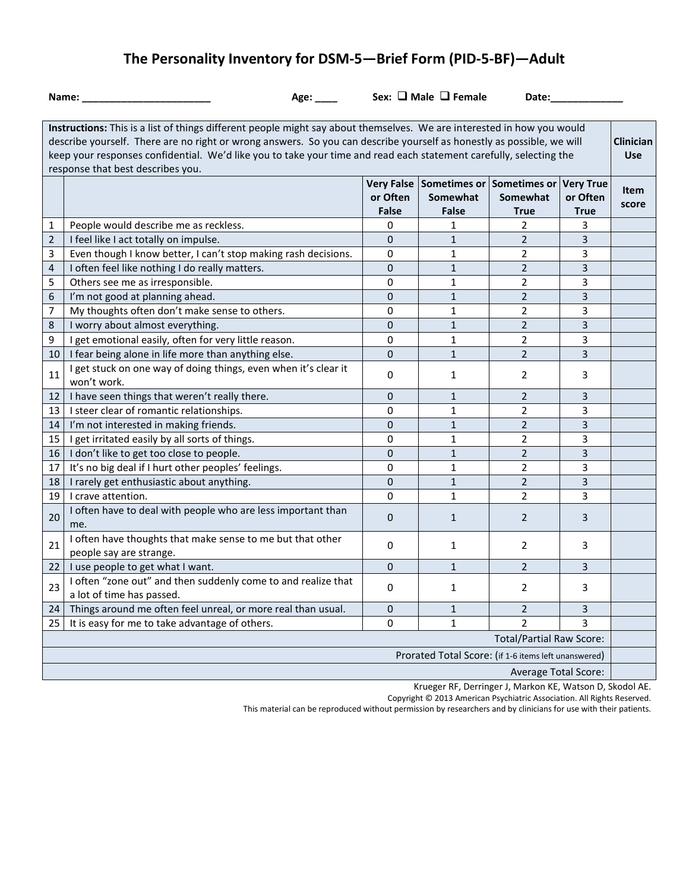# The Personality Inventory for DSM-5—Brief Form (PID-5-BF)—Adult

**Name:** _______________________ **Age:** ____ **Sex:** ❑ **Male** ❑ **Female** **Date:**_____________

| **Instructions:** This is a list of things different people might say about themselves. We are interested in how you would describe yourself. There are no right or wrong answers. So you can describe yourself as honestly as possible, we will keep your responses confidential. We'd like you to take your time and read each statement carefully, selecting the response that best describes you. | | | | | | **Clinician Use** |
|---|---|---|---|---|---|---|
| | | **Very False or Often False** | **Sometimes or Somewhat False** | **Sometimes or Somewhat True** | **Very True or Often True** | **Item score** |
| 1 | People would describe me as reckless. | 0 | 1 | 2 | 3 | |
| 2 | I feel like I act totally on impulse. | 0 | 1 | 2 | 3 | |
| 3 | Even though I know better, I can't stop making rash decisions. | 0 | 1 | 2 | 3 | |
| 4 | I often feel like nothing I do really matters. | 0 | 1 | 2 | 3 | |
| 5 | Others see me as irresponsible. | 0 | 1 | 2 | 3 | |
| 6 | I'm not good at planning ahead. | 0 | 1 | 2 | 3 | |
| 7 | My thoughts often don't make sense to others. | 0 | 1 | 2 | 3 | |
| 8 | I worry about almost everything. | 0 | 1 | 2 | 3 | |
| 9 | I get emotional easily, often for very little reason. | 0 | 1 | 2 | 3 | |
| 10 | I fear being alone in life more than anything else. | 0 | 1 | 2 | 3 | |
| 11 | I get stuck on one way of doing things, even when it's clear it won't work. | 0 | 1 | 2 | 3 | |
| 12 | I have seen things that weren't really there. | 0 | 1 | 2 | 3 | |
| 13 | I steer clear of romantic relationships. | 0 | 1 | 2 | 3 | |
| 14 | I'm not interested in making friends. | 0 | 1 | 2 | 3 | |
| 15 | I get irritated easily by all sorts of things. | 0 | 1 | 2 | 3 | |
| 16 | I don't like to get too close to people. | 0 | 1 | 2 | 3 | |
| 17 | It's no big deal if I hurt other peoples' feelings. | 0 | 1 | 2 | 3 | |
| 18 | I rarely get enthusiastic about anything. | 0 | 1 | 2 | 3 | |
| 19 | I crave attention. | 0 | 1 | 2 | 3 | |
| 20 | I often have to deal with people who are less important than me. | 0 | 1 | 2 | 3 | |
| 21 | I often have thoughts that make sense to me but that other people say are strange. | 0 | 1 | 2 | 3 | |
| 22 | I use people to get what I want. | 0 | 1 | 2 | 3 | |
| 23 | I often "zone out" and then suddenly come to and realize that a lot of time has passed. | 0 | 1 | 2 | 3 | |
| 24 | Things around me often feel unreal, or more real than usual. | 0 | 1 | 2 | 3 | |
| 25 | It is easy for me to take advantage of others. | 0 | 1 | 2 | 3 | |
| | | | | | Total/Partial Raw Score: | |
| | | | | | Prorated Total Score: (if 1-6 items left unanswered) | |
| | | | | | Average Total Score: | |

Krueger RF, Derringer J, Markon KE, Watson D, Skodol AE.
Copyright © 2013 American Psychiatric Association. All Rights Reserved.
This material can be reproduced without permission by researchers and by clinicians for use with their patients.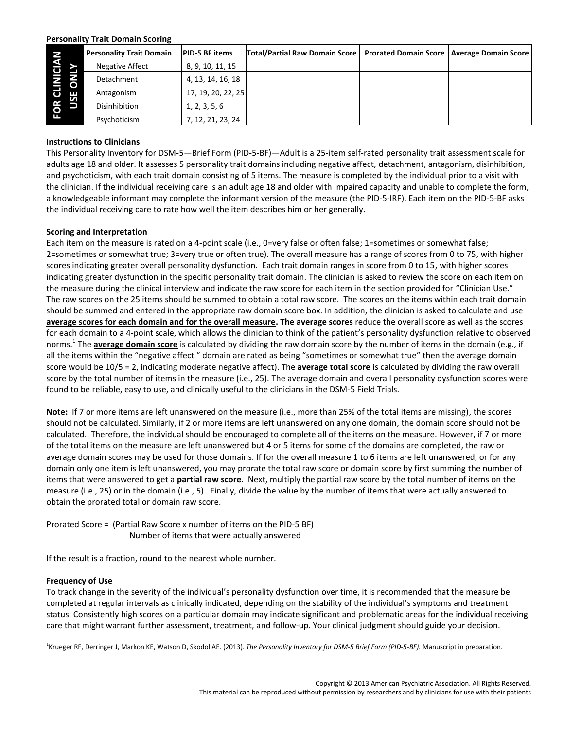**Personality Trait Domain Scoring**

| FOR CLINICIAN USE ONLY | Personality Trait Domain | PID-5 BF items | Total/Partial Raw Domain Score | Prorated Domain Score | Average Domain Score |
|---|---|---|---|---|---|
| | Negative Affect | 8, 9, 10, 11, 15 | | | |
| | Detachment | 4, 13, 14, 16, 18 | | | |
| | Antagonism | 17, 19, 20, 22, 25 | | | |
| | Disinhibition | 1, 2, 3, 5, 6 | | | |
| | Psychoticism | 7, 12, 21, 23, 24 | | | |

**Instructions to Clinicians**

This Personality Inventory for DSM-5—Brief Form (PID-5-BF)—Adult is a 25-item self-rated personality trait assessment scale for adults age 18 and older. It assesses 5 personality trait domains including negative affect, detachment, antagonism, disinhibition, and psychoticism, with each trait domain consisting of 5 items. The measure is completed by the individual prior to a visit with the clinician. If the individual receiving care is an adult age 18 and older with impaired capacity and unable to complete the form, a knowledgeable informant may complete the informant version of the measure (the PID-5-IRF). Each item on the PID-5-BF asks the individual receiving care to rate how well the item describes him or her generally.

**Scoring and Interpretation**

Each item on the measure is rated on a 4-point scale (i.e., 0=very false or often false; 1=sometimes or somewhat false; 2=sometimes or somewhat true; 3=very true or often true). The overall measure has a range of scores from 0 to 75, with higher scores indicating greater overall personality dysfunction. Each trait domain ranges in score from 0 to 15, with higher scores indicating greater dysfunction in the specific personality trait domain. The clinician is asked to review the score on each item on the measure during the clinical interview and indicate the raw score for each item in the section provided for "Clinician Use." The raw scores on the 25 items should be summed to obtain a total raw score. The scores on the items within each trait domain should be summed and entered in the appropriate raw domain score box. In addition, the clinician is asked to calculate and use **average scores for each domain and for the overall measure. The average scores** reduce the overall score as well as the scores for each domain to a 4-point scale, which allows the clinician to think of the patient's personality dysfunction relative to observed norms.[1] The **average domain score** is calculated by dividing the raw domain score by the number of items in the domain (e.g., if all the items within the "negative affect " domain are rated as being "sometimes or somewhat true" then the average domain score would be 10/5 = 2, indicating moderate negative affect). The **average total score** is calculated by dividing the raw overall score by the total number of items in the measure (i.e., 25). The average domain and overall personality dysfunction scores were found to be reliable, easy to use, and clinically useful to the clinicians in the DSM-5 Field Trials.

**Note:** If 7 or more items are left unanswered on the measure (i.e., more than 25% of the total items are missing), the scores should not be calculated. Similarly, if 2 or more items are left unanswered on any one domain, the domain score should not be calculated. Therefore, the individual should be encouraged to complete all of the items on the measure. However, if 7 or more of the total items on the measure are left unanswered but 4 or 5 items for some of the domains are completed, the raw or average domain scores may be used for those domains. If for the overall measure 1 to 6 items are left unanswered, or for any domain only one item is left unanswered, you may prorate the total raw score or domain score by first summing the number of items that were answered to get a **partial raw score**. Next, multiply the partial raw score by the total number of items on the measure (i.e., 25) or in the domain (i.e., 5). Finally, divide the value by the number of items that were actually answered to obtain the prorated total or domain raw score.

$$\text{Prorated Score} = \frac{\text{Partial Raw Score} \times \text{number of items on the PID-5 BF}}{\text{Number of items that were actually answered}}$$

If the result is a fraction, round to the nearest whole number.

**Frequency of Use**

To track change in the severity of the individual's personality dysfunction over time, it is recommended that the measure be completed at regular intervals as clinically indicated, depending on the stability of the individual's symptoms and treatment status. Consistently high scores on a particular domain may indicate significant and problematic areas for the individual receiving care that might warrant further assessment, treatment, and follow-up. Your clinical judgment should guide your decision.

[1] Krueger RF, Derringer J, Markon KE, Watson D, Skodol AE. (2013). *The Personality Inventory for DSM-5 Brief Form (PID-5-BF).* Manuscript in preparation.

Copyright © 2013 American Psychiatric Association. All Rights Reserved.
This material can be reproduced without permission by researchers and by clinicians for use with their patients